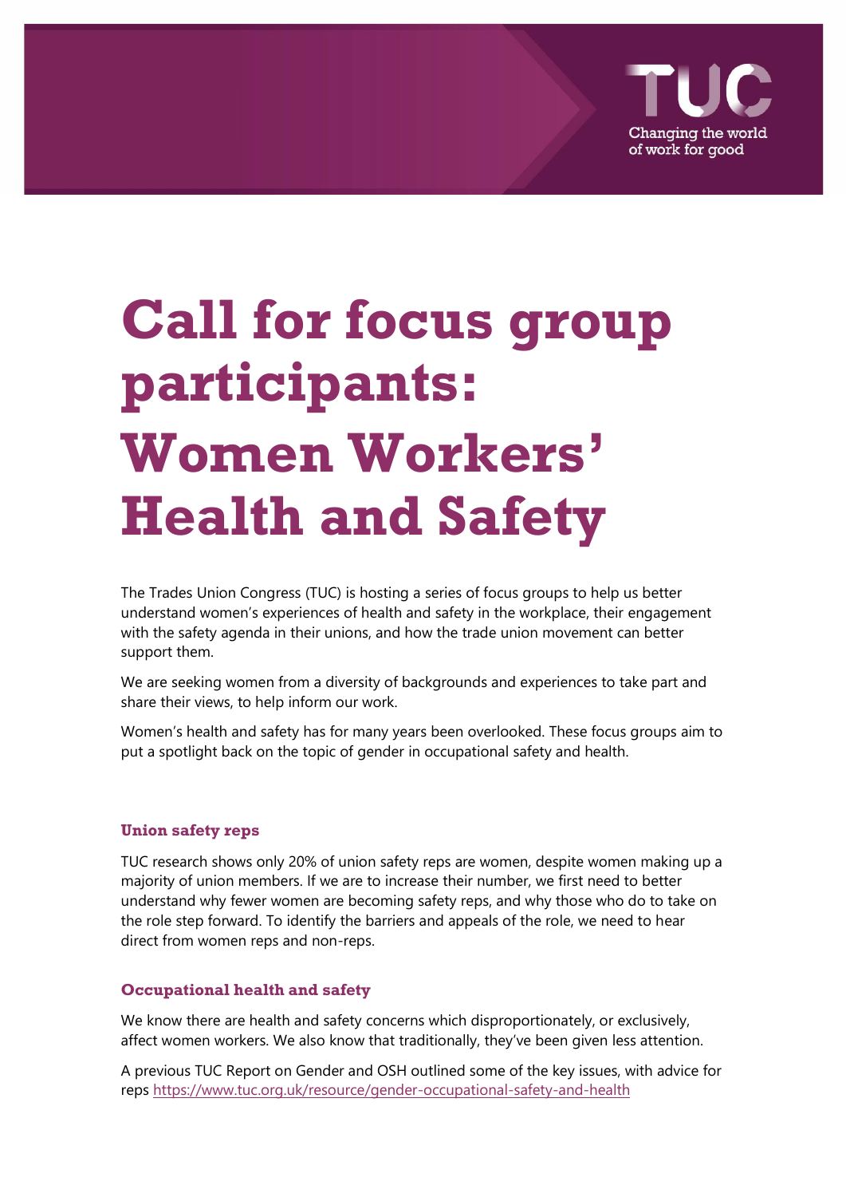# Call for focus group participants: Women Workers' Health and Safety

The Trades Union Congress (TUC) is hosting a series of focus groups to help us better understand women's experiences of health and safety in the workplace, their engagement with the safety agenda in their unions, and how the trade union movement can better support them.

We are seeking women from a diversity of backgrounds and experiences to take part and share their views, to help inform our work.

Women's health and safety has for many years been overlooked. These focus groups aim to put a spotlight back on the topic of gender in occupational safety and health.

## Union safety reps

TUC research shows only 20% of union safety reps are women, despite women making up a majority of union members. If we are to increase their number, we first need to better understand why fewer women are becoming safety reps, and why those who do to take on the role step forward. To identify the barriers and appeals of the role, we need to hear direct from women reps and non-reps.

## Occupational health and safety

We know there are health and safety concerns which disproportionately, or exclusively, affect women workers. We also know that traditionally, they've been given less attention.

A previous TUC Report on Gender and OSH outlined some of the key issues, with advice for reps https://www.tuc.org.uk/resource/gender-occupational-safety-and-health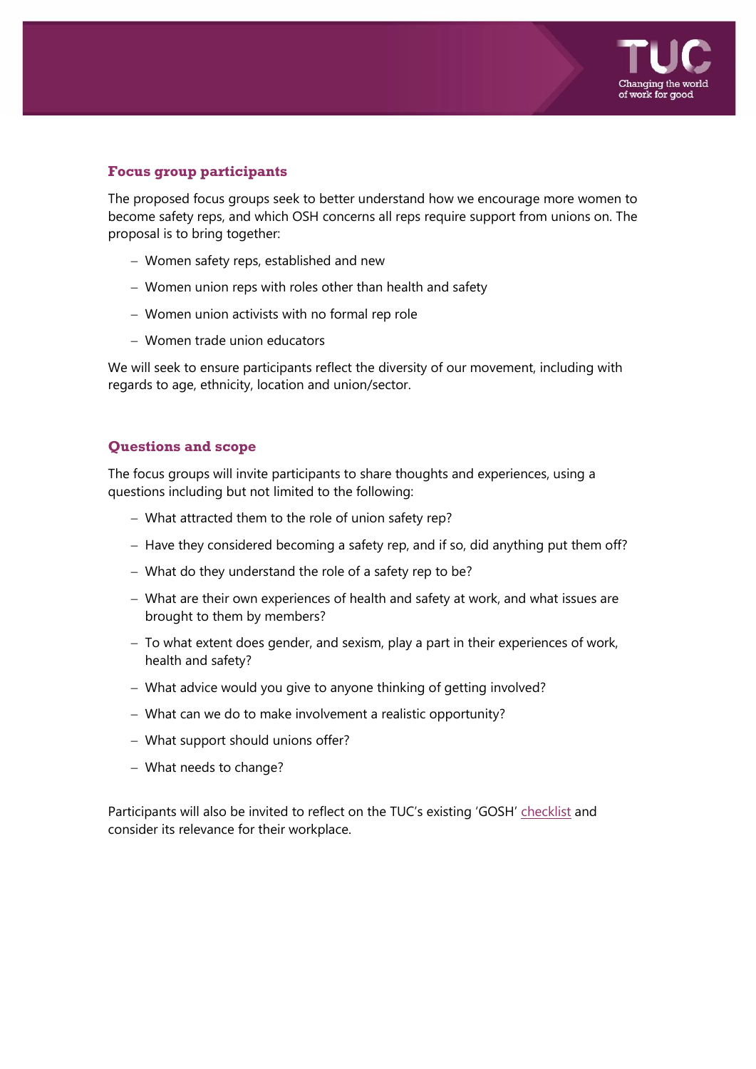## Focus group participants

The proposed focus groups seek to better understand how we encourage more women to become safety reps, and which OSH concerns all reps require support from unions on. The proposal is to bring together:

- Women safety reps, established and new
- Women union reps with roles other than health and safety
- Women union activists with no formal rep role
- Women trade union educators

We will seek to ensure participants reflect the diversity of our movement, including with regards to age, ethnicity, location and union/sector.

## Questions and scope

The focus groups will invite participants to share thoughts and experiences, using a questions including but not limited to the following:

- What attracted them to the role of union safety rep?
- Have they considered becoming a safety rep, and if so, did anything put them off?
- What do they understand the role of a safety rep to be?
- What are their own experiences of health and safety at work, and what issues are brought to them by members?
- To what extent does gender, and sexism, play a part in their experiences of work, health and safety?
- What advice would you give to anyone thinking of getting involved?
- What can we do to make involvement a realistic opportunity?
- What support should unions offer?
- What needs to change?

Participants will also be invited to reflect on the TUC's existing 'GOSH' checklist and consider its relevance for their workplace.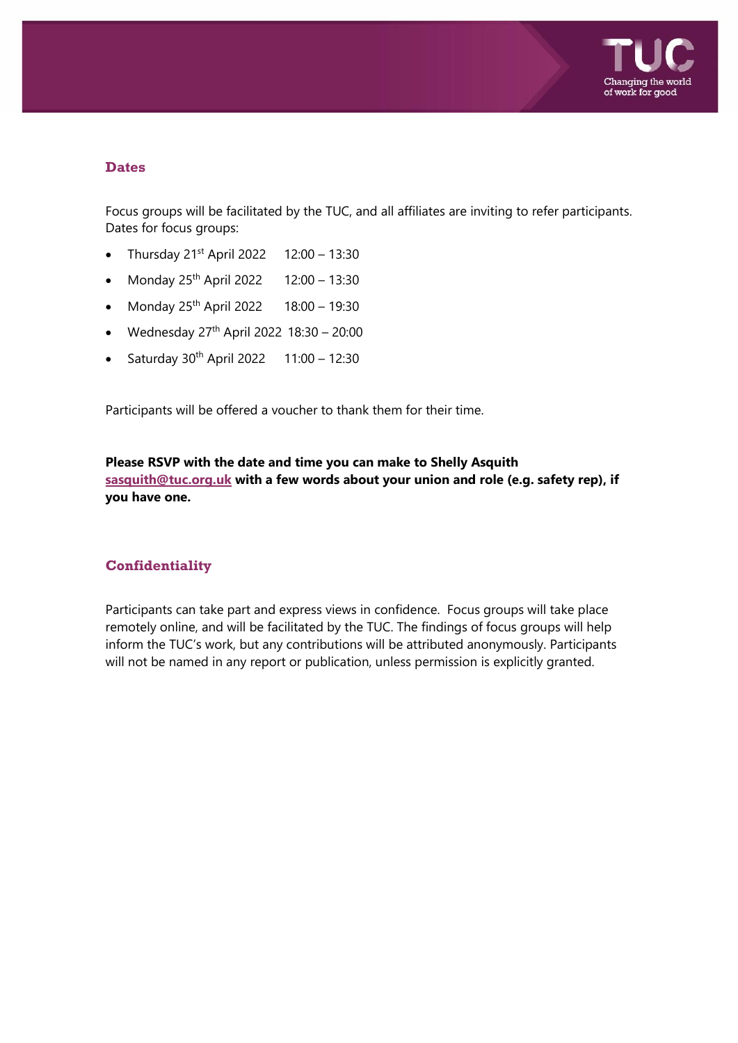## Dates

Focus groups will be facilitated by the TUC, and all affiliates are inviting to refer participants. Dates for focus groups:

- Thursday 21st April 2022 12:00 – 13:30
- Monday 25th April 2022 12:00 – 13:30
- Monday 25th April 2022 18:00 – 19:30
- Wednesday 27th April 2022 18:30 – 20:00
- Saturday 30th April 2022 11:00 – 12:30

Participants will be offered a voucher to thank them for their time.

**Please RSVP with the date and time you can make to Shelly Asquith [sasquith@tuc.org.uk](mailto:sasquith@tuc.org.uk) with a few words about your union and role (e.g. safety rep), if you have one.**

## Confidentiality

Participants can take part and express views in confidence. Focus groups will take place remotely online, and will be facilitated by the TUC. The findings of focus groups will help inform the TUC's work, but any contributions will be attributed anonymously. Participants will not be named in any report or publication, unless permission is explicitly granted.